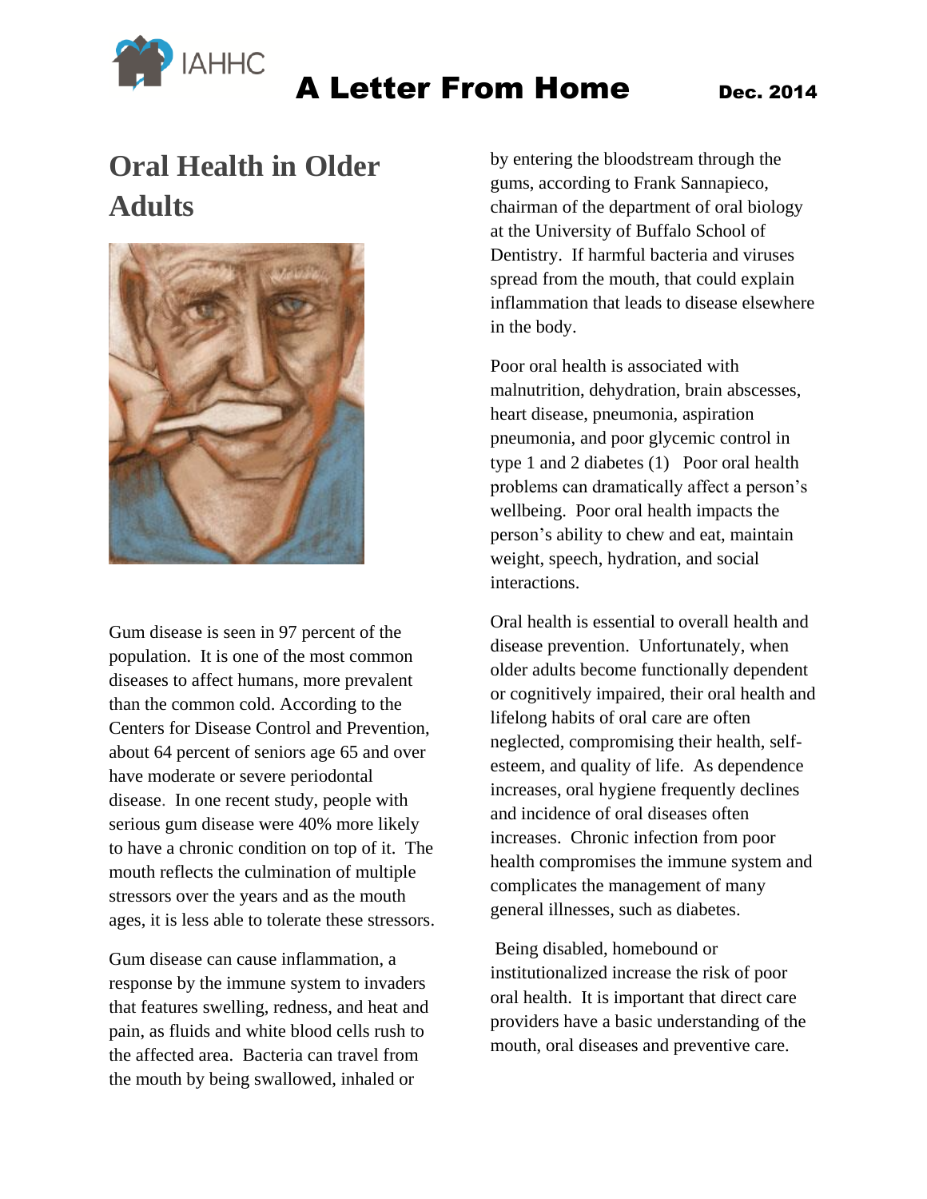IAHHC

# A Letter From Home

**Dec. 2014**

## Oral Health in Older Adults

Gum disease is seen in 97 percent of the population. It is one of the most common diseases to affect humans, more prevalent than the common cold. According to the Centers for Disease Control and Prevention, about 64 percent of seniors age 65 and over have moderate or severe periodontal disease. In one recent study, people with serious gum disease were 40% more likely to have a chronic condition on top of it. The mouth reflects the culmination of multiple stressors over the years and as the mouth ages, it is less able to tolerate these stressors.

Gum disease can cause inflammation, a response by the immune system to invaders that features swelling, redness, and heat and pain, as fluids and white blood cells rush to the affected area. Bacteria can travel from the mouth by being swallowed, inhaled or by entering the bloodstream through the gums, according to Frank Sannapieco, chairman of the department of oral biology at the University of Buffalo School of Dentistry. If harmful bacteria and viruses spread from the mouth, that could explain inflammation that leads to disease elsewhere in the body.

Poor oral health is associated with malnutrition, dehydration, brain abscesses, heart disease, pneumonia, aspiration pneumonia, and poor glycemic control in type 1 and 2 diabetes (1) Poor oral health problems can dramatically affect a person's wellbeing. Poor oral health impacts the person's ability to chew and eat, maintain weight, speech, hydration, and social interactions.

Oral health is essential to overall health and disease prevention. Unfortunately, when older adults become functionally dependent or cognitively impaired, their oral health and lifelong habits of oral care are often neglected, compromising their health, self-esteem, and quality of life. As dependence increases, oral hygiene frequently declines and incidence of oral diseases often increases. Chronic infection from poor health compromises the immune system and complicates the management of many general illnesses, such as diabetes.

Being disabled, homebound or institutionalized increase the risk of poor oral health. It is important that direct care providers have a basic understanding of the mouth, oral diseases and preventive care.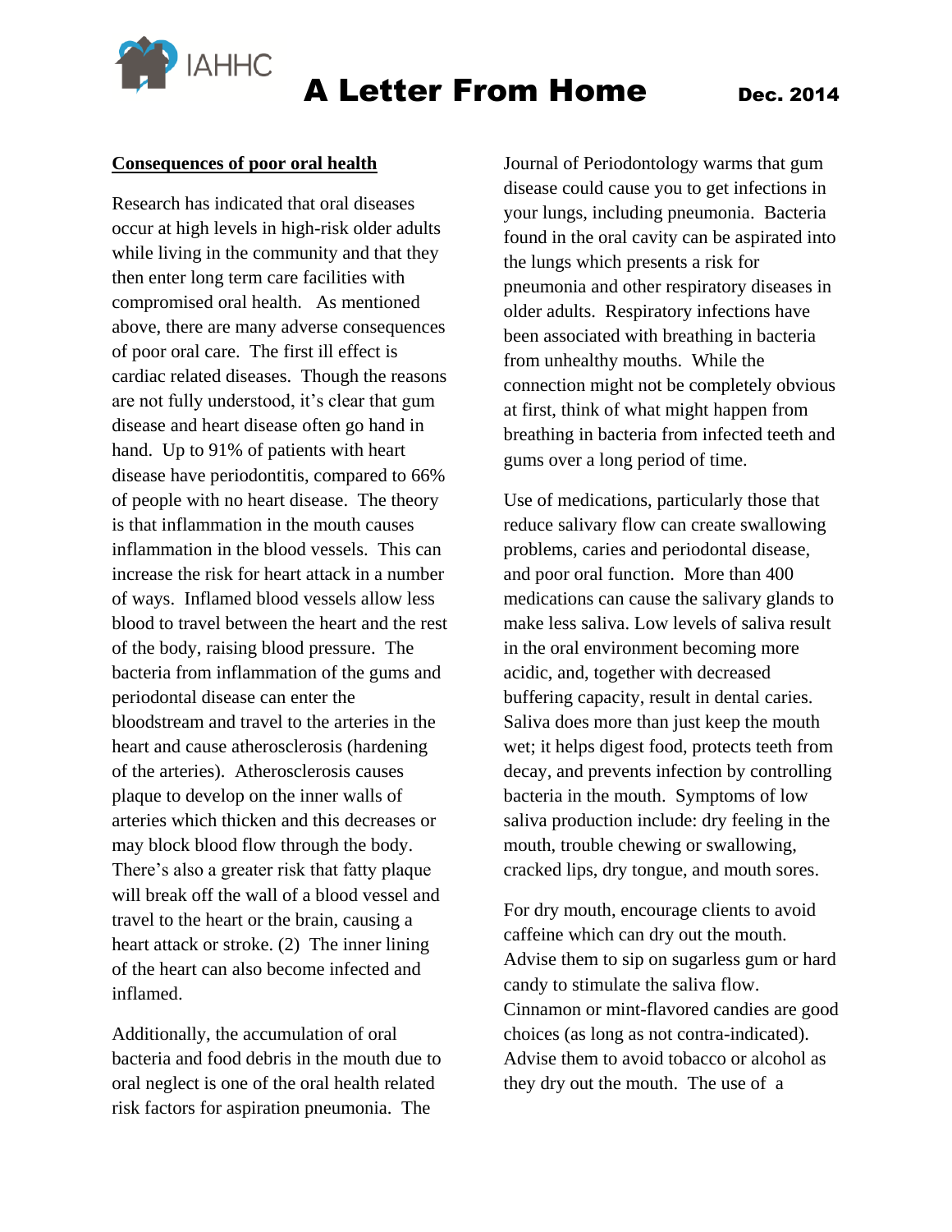## Consequences of poor oral health

Research has indicated that oral diseases occur at high levels in high-risk older adults while living in the community and that they then enter long term care facilities with compromised oral health. As mentioned above, there are many adverse consequences of poor oral care. The first ill effect is cardiac related diseases. Though the reasons are not fully understood, it's clear that gum disease and heart disease often go hand in hand. Up to 91% of patients with heart disease have periodontitis, compared to 66% of people with no heart disease. The theory is that inflammation in the mouth causes inflammation in the blood vessels. This can increase the risk for heart attack in a number of ways. Inflamed blood vessels allow less blood to travel between the heart and the rest of the body, raising blood pressure. The bacteria from inflammation of the gums and periodontal disease can enter the bloodstream and travel to the arteries in the heart and cause atherosclerosis (hardening of the arteries). Atherosclerosis causes plaque to develop on the inner walls of arteries which thicken and this decreases or may block blood flow through the body. There's also a greater risk that fatty plaque will break off the wall of a blood vessel and travel to the heart or the brain, causing a heart attack or stroke. (2) The inner lining of the heart can also become infected and inflamed.

Additionally, the accumulation of oral bacteria and food debris in the mouth due to oral neglect is one of the oral health related risk factors for aspiration pneumonia. The Journal of Periodontology warms that gum disease could cause you to get infections in your lungs, including pneumonia. Bacteria found in the oral cavity can be aspirated into the lungs which presents a risk for pneumonia and other respiratory diseases in older adults. Respiratory infections have been associated with breathing in bacteria from unhealthy mouths. While the connection might not be completely obvious at first, think of what might happen from breathing in bacteria from infected teeth and gums over a long period of time.

Use of medications, particularly those that reduce salivary flow can create swallowing problems, caries and periodontal disease, and poor oral function. More than 400 medications can cause the salivary glands to make less saliva. Low levels of saliva result in the oral environment becoming more acidic, and, together with decreased buffering capacity, result in dental caries. Saliva does more than just keep the mouth wet; it helps digest food, protects teeth from decay, and prevents infection by controlling bacteria in the mouth. Symptoms of low saliva production include: dry feeling in the mouth, trouble chewing or swallowing, cracked lips, dry tongue, and mouth sores.

For dry mouth, encourage clients to avoid caffeine which can dry out the mouth. Advise them to sip on sugarless gum or hard candy to stimulate the saliva flow. Cinnamon or mint-flavored candies are good choices (as long as not contra-indicated). Advise them to avoid tobacco or alcohol as they dry out the mouth. The use of a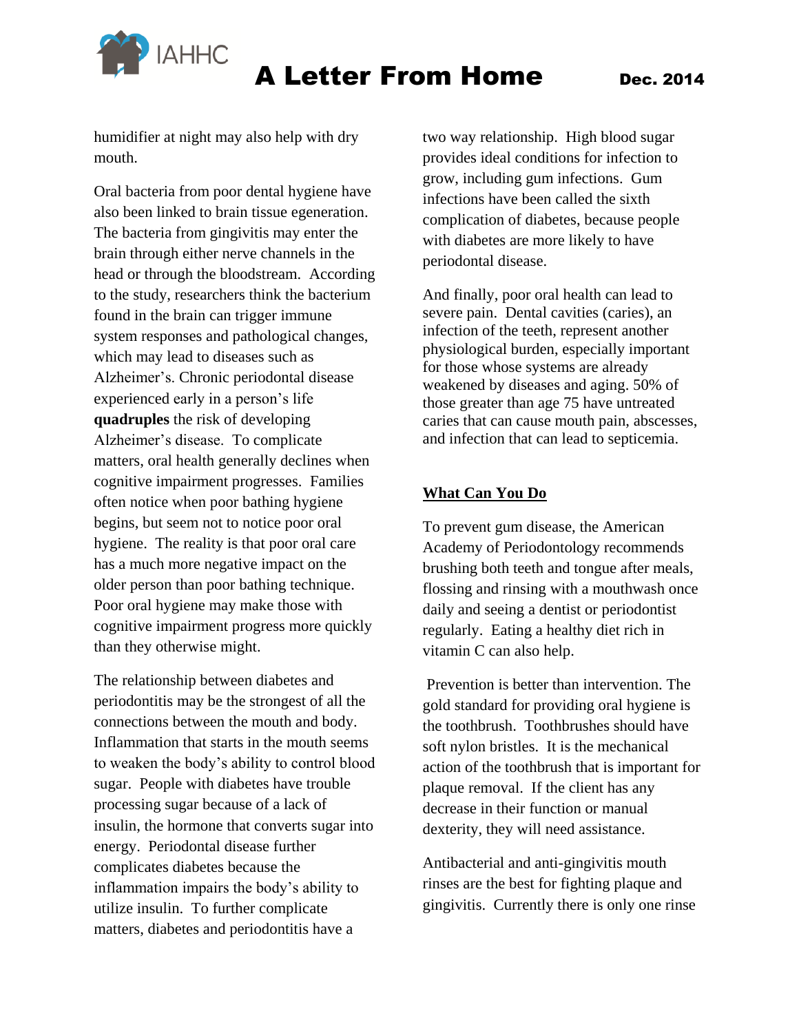humidifier at night may also help with dry mouth.

Oral bacteria from poor dental hygiene have also been linked to brain tissue egeneration. The bacteria from gingivitis may enter the brain through either nerve channels in the head or through the bloodstream. According to the study, researchers think the bacterium found in the brain can trigger immune system responses and pathological changes, which may lead to diseases such as Alzheimer's. Chronic periodontal disease experienced early in a person's life **quadruples** the risk of developing Alzheimer's disease. To complicate matters, oral health generally declines when cognitive impairment progresses. Families often notice when poor bathing hygiene begins, but seem not to notice poor oral hygiene. The reality is that poor oral care has a much more negative impact on the older person than poor bathing technique. Poor oral hygiene may make those with cognitive impairment progress more quickly than they otherwise might.

The relationship between diabetes and periodontitis may be the strongest of all the connections between the mouth and body. Inflammation that starts in the mouth seems to weaken the body's ability to control blood sugar. People with diabetes have trouble processing sugar because of a lack of insulin, the hormone that converts sugar into energy. Periodontal disease further complicates diabetes because the inflammation impairs the body's ability to utilize insulin. To further complicate matters, diabetes and periodontitis have a two way relationship. High blood sugar provides ideal conditions for infection to grow, including gum infections. Gum infections have been called the sixth complication of diabetes, because people with diabetes are more likely to have periodontal disease.

And finally, poor oral health can lead to severe pain. Dental cavities (caries), an infection of the teeth, represent another physiological burden, especially important for those whose systems are already weakened by diseases and aging. 50% of those greater than age 75 have untreated caries that can cause mouth pain, abscesses, and infection that can lead to septicemia.

## What Can You Do

To prevent gum disease, the American Academy of Periodontology recommends brushing both teeth and tongue after meals, flossing and rinsing with a mouthwash once daily and seeing a dentist or periodontist regularly. Eating a healthy diet rich in vitamin C can also help.

Prevention is better than intervention. The gold standard for providing oral hygiene is the toothbrush. Toothbrushes should have soft nylon bristles. It is the mechanical action of the toothbrush that is important for plaque removal. If the client has any decrease in their function or manual dexterity, they will need assistance.

Antibacterial and anti-gingivitis mouth rinses are the best for fighting plaque and gingivitis. Currently there is only one rinse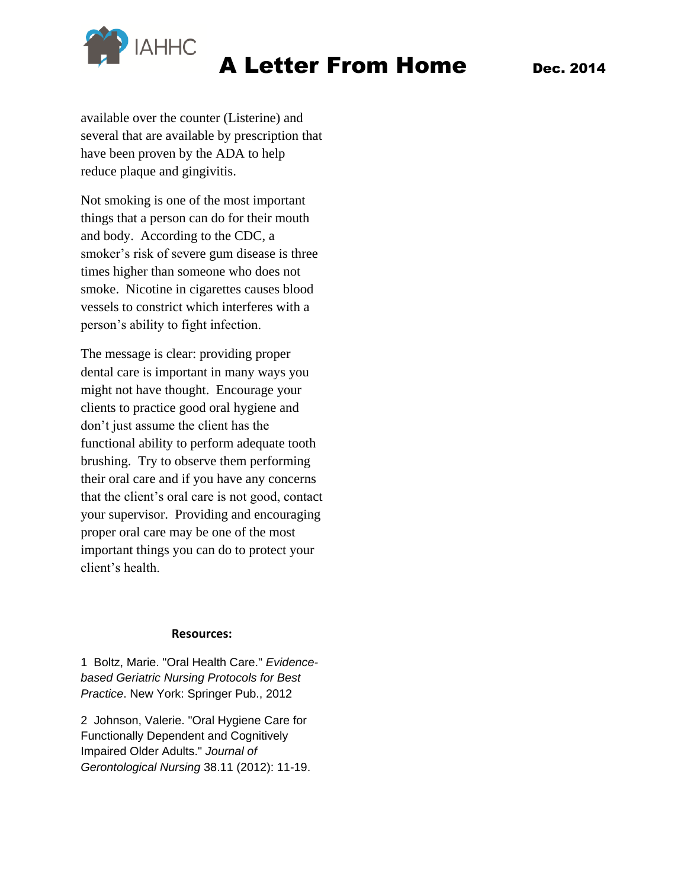available over the counter (Listerine) and several that are available by prescription that have been proven by the ADA to help reduce plaque and gingivitis.

Not smoking is one of the most important things that a person can do for their mouth and body. According to the CDC, a smoker's risk of severe gum disease is three times higher than someone who does not smoke. Nicotine in cigarettes causes blood vessels to constrict which interferes with a person's ability to fight infection.

The message is clear: providing proper dental care is important in many ways you might not have thought. Encourage your clients to practice good oral hygiene and don't just assume the client has the functional ability to perform adequate tooth brushing. Try to observe them performing their oral care and if you have any concerns that the client's oral care is not good, contact your supervisor. Providing and encouraging proper oral care may be one of the most important things you can do to protect your client's health.

**Resources:**

1 Boltz, Marie. "Oral Health Care." *Evidence-based Geriatric Nursing Protocols for Best Practice*. New York: Springer Pub., 2012

2 Johnson, Valerie. "Oral Hygiene Care for Functionally Dependent and Cognitively Impaired Older Adults." *Journal of Gerontological Nursing* 38.11 (2012): 11-19.